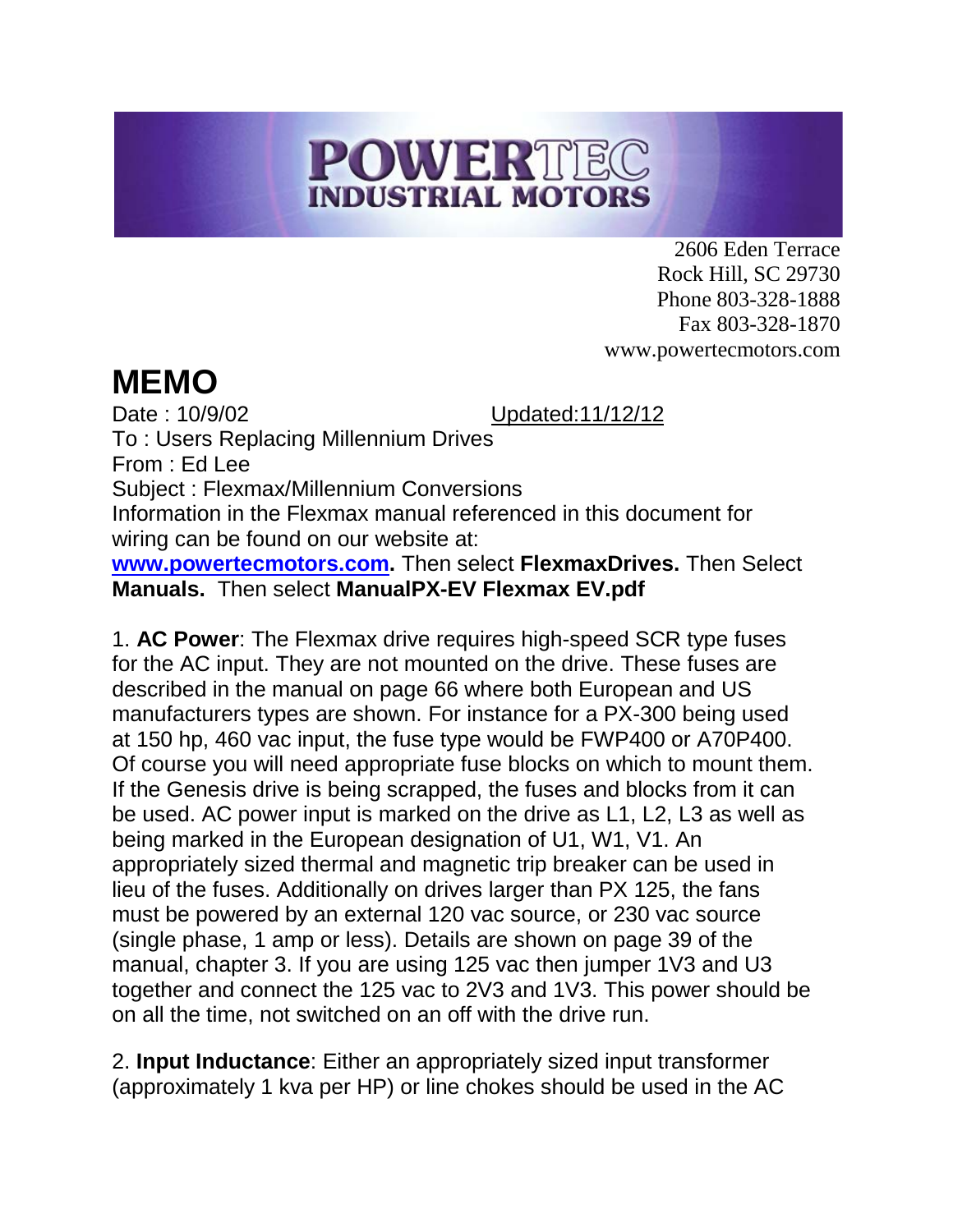POWERTEC
INDUSTRIAL MOTORS

2606 Eden Terrace
Rock Hill, SC 29730
Phone 803-328-1888
Fax 803-328-1870
www.powertecmotors.com

# MEMO

Date : 10/9/02 Updated:11/12/12
To : Users Replacing Millennium Drives
From : Ed Lee
Subject : Flexmax/Millennium Conversions
Information in the Flexmax manual referenced in this document for wiring can be found on our website at:
**www.powertecmotors.com.** Then select **FlexmaxDrives.** Then Select **Manuals.** Then select **ManualPX-EV Flexmax EV.pdf**

1. **AC Power**: The Flexmax drive requires high-speed SCR type fuses for the AC input. They are not mounted on the drive. These fuses are described in the manual on page 66 where both European and US manufacturers types are shown. For instance for a PX-300 being used at 150 hp, 460 vac input, the fuse type would be FWP400 or A70P400. Of course you will need appropriate fuse blocks on which to mount them. If the Genesis drive is being scrapped, the fuses and blocks from it can be used. AC power input is marked on the drive as L1, L2, L3 as well as being marked in the European designation of U1, W1, V1. An appropriately sized thermal and magnetic trip breaker can be used in lieu of the fuses. Additionally on drives larger than PX 125, the fans must be powered by an external 120 vac source, or 230 vac source (single phase, 1 amp or less). Details are shown on page 39 of the manual, chapter 3. If you are using 125 vac then jumper 1V3 and U3 together and connect the 125 vac to 2V3 and 1V3. This power should be on all the time, not switched on an off with the drive run.

2. **Input Inductance**: Either an appropriately sized input transformer (approximately 1 kva per HP) or line chokes should be used in the AC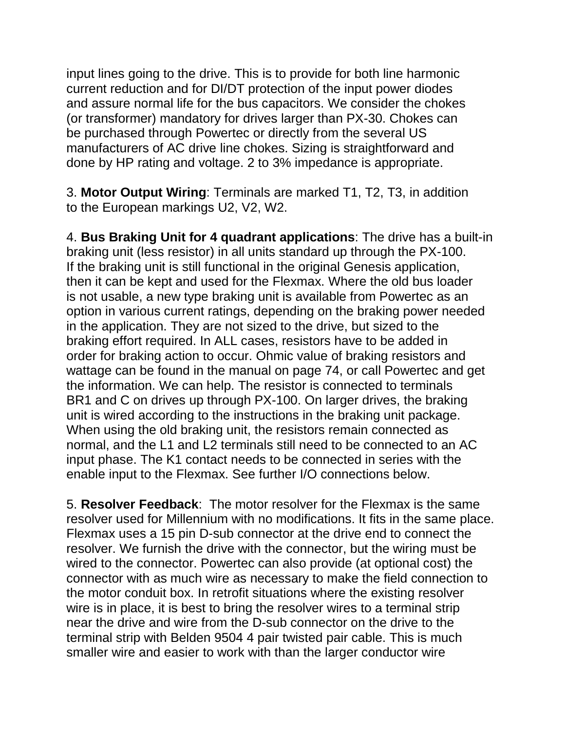input lines going to the drive. This is to provide for both line harmonic current reduction and for DI/DT protection of the input power diodes and assure normal life for the bus capacitors. We consider the chokes (or transformer) mandatory for drives larger than PX-30. Chokes can be purchased through Powertec or directly from the several US manufacturers of AC drive line chokes. Sizing is straightforward and done by HP rating and voltage. 2 to 3% impedance is appropriate.

3. **Motor Output Wiring**: Terminals are marked T1, T2, T3, in addition to the European markings U2, V2, W2.

4. **Bus Braking Unit for 4 quadrant applications**: The drive has a built-in braking unit (less resistor) in all units standard up through the PX-100. If the braking unit is still functional in the original Genesis application, then it can be kept and used for the Flexmax. Where the old bus loader is not usable, a new type braking unit is available from Powertec as an option in various current ratings, depending on the braking power needed in the application. They are not sized to the drive, but sized to the braking effort required. In ALL cases, resistors have to be added in order for braking action to occur. Ohmic value of braking resistors and wattage can be found in the manual on page 74, or call Powertec and get the information. We can help. The resistor is connected to terminals BR1 and C on drives up through PX-100. On larger drives, the braking unit is wired according to the instructions in the braking unit package. When using the old braking unit, the resistors remain connected as normal, and the L1 and L2 terminals still need to be connected to an AC input phase. The K1 contact needs to be connected in series with the enable input to the Flexmax. See further I/O connections below.

5. **Resolver Feedback**: The motor resolver for the Flexmax is the same resolver used for Millennium with no modifications. It fits in the same place. Flexmax uses a 15 pin D-sub connector at the drive end to connect the resolver. We furnish the drive with the connector, but the wiring must be wired to the connector. Powertec can also provide (at optional cost) the connector with as much wire as necessary to make the field connection to the motor conduit box. In retrofit situations where the existing resolver wire is in place, it is best to bring the resolver wires to a terminal strip near the drive and wire from the D-sub connector on the drive to the terminal strip with Belden 9504 4 pair twisted pair cable. This is much smaller wire and easier to work with than the larger conductor wire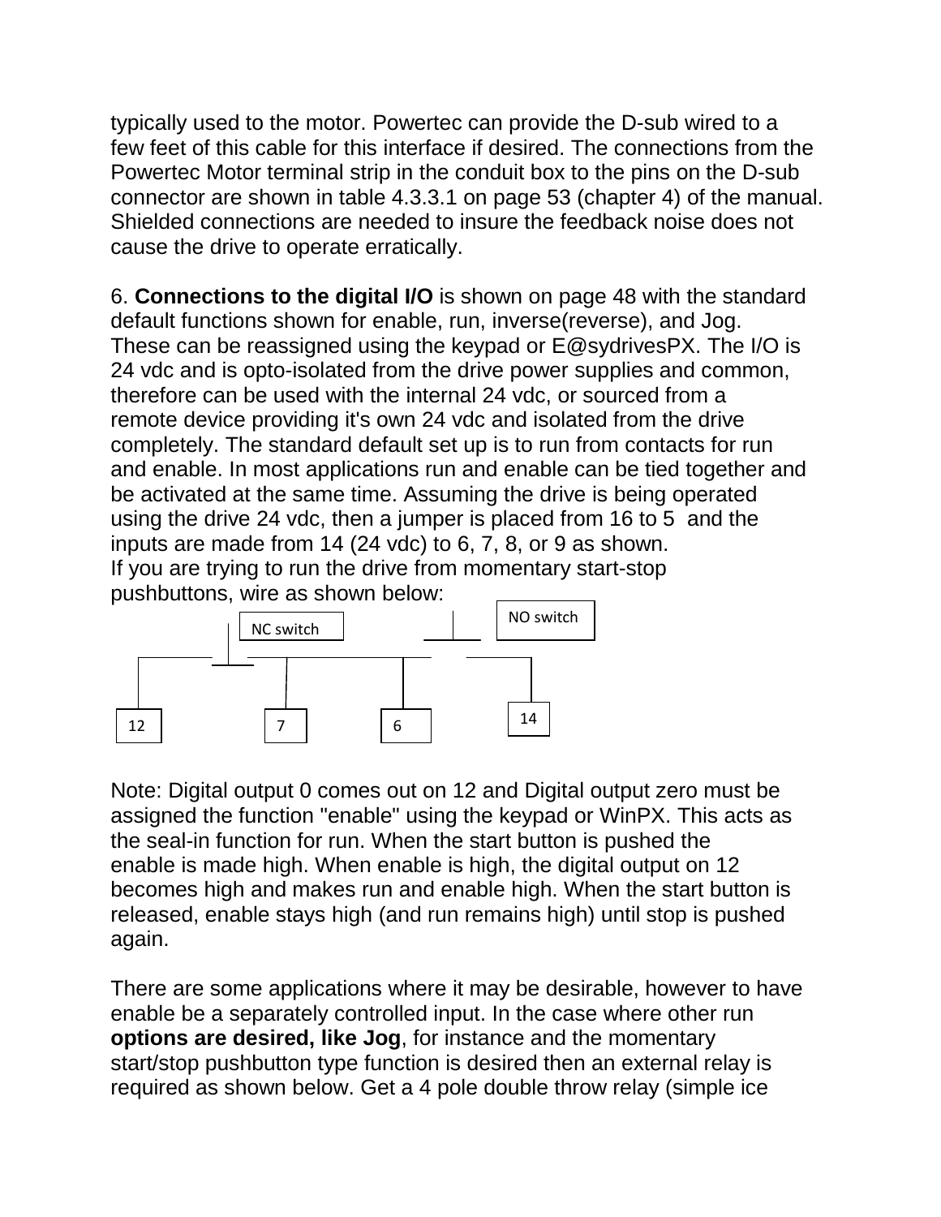typically used to the motor. Powertec can provide the D-sub wired to a few feet of this cable for this interface if desired. The connections from the Powertec Motor terminal strip in the conduit box to the pins on the D-sub connector are shown in table 4.3.3.1 on page 53 (chapter 4) of the manual. Shielded connections are needed to insure the feedback noise does not cause the drive to operate erratically.

6. **Connections to the digital I/O** is shown on page 48 with the standard default functions shown for enable, run, inverse(reverse), and Jog. These can be reassigned using the keypad or E@sydrivesPX. The I/O is 24 vdc and is opto-isolated from the drive power supplies and common, therefore can be used with the internal 24 vdc, or sourced from a remote device providing it's own 24 vdc and isolated from the drive completely. The standard default set up is to run from contacts for run and enable. In most applications run and enable can be tied together and be activated at the same time. Assuming the drive is being operated using the drive 24 vdc, then a jumper is placed from 16 to 5 and the inputs are made from 14 (24 vdc) to 6, 7, 8, or 9 as shown.
If you are trying to run the drive from momentary start-stop pushbuttons, wire as shown below:

NC switch

NO switch

12 7 6 14

Note: Digital output 0 comes out on 12 and Digital output zero must be assigned the function "enable" using the keypad or WinPX. This acts as the seal-in function for run. When the start button is pushed the enable is made high. When enable is high, the digital output on 12 becomes high and makes run and enable high. When the start button is released, enable stays high (and run remains high) until stop is pushed again.

There are some applications where it may be desirable, however to have enable be a separately controlled input. In the case where other run **options are desired, like Jog**, for instance and the momentary start/stop pushbutton type function is desired then an external relay is required as shown below. Get a 4 pole double throw relay (simple ice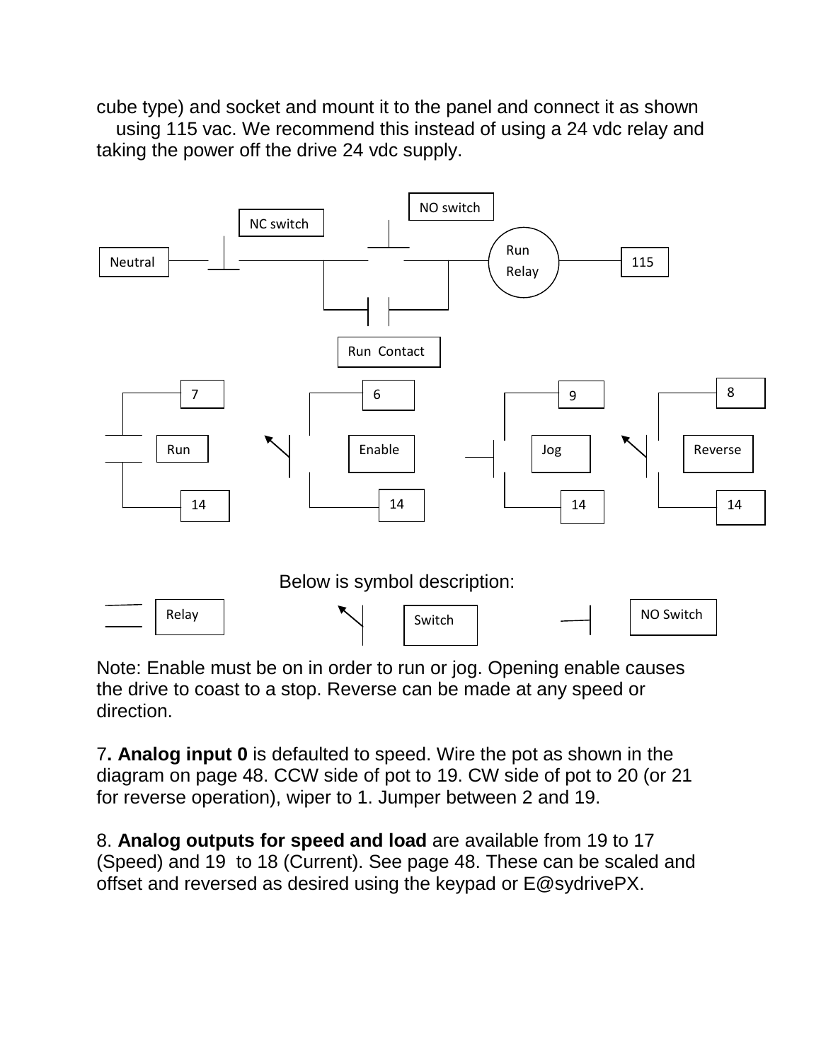cube type) and socket and mount it to the panel and connect it as shown using 115 vac. We recommend this instead of using a 24 vdc relay and taking the power off the drive 24 vdc supply.

NC switch

NO switch

Neutral

Run Relay

115

Run Contact

7

6

9

8

Run

Enable

Jog

Reverse

14

14

14

14

Below is symbol description:

Relay

Switch

NO Switch

Note: Enable must be on in order to run or jog. Opening enable causes the drive to coast to a stop. Reverse can be made at any speed or direction.

7**. Analog input 0** is defaulted to speed. Wire the pot as shown in the diagram on page 48. CCW side of pot to 19. CW side of pot to 20 (or 21 for reverse operation), wiper to 1. Jumper between 2 and 19.

8. **Analog outputs for speed and load** are available from 19 to 17 (Speed) and 19 to 18 (Current). See page 48. These can be scaled and offset and reversed as desired using the keypad or E@sydrivePX.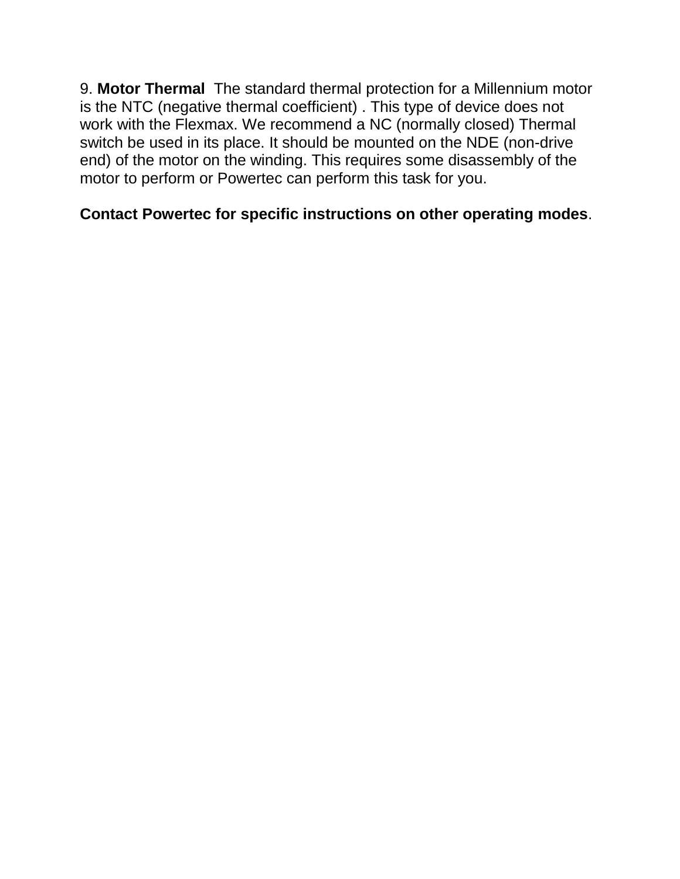9. **Motor Thermal** The standard thermal protection for a Millennium motor is the NTC (negative thermal coefficient) . This type of device does not work with the Flexmax. We recommend a NC (normally closed) Thermal switch be used in its place. It should be mounted on the NDE (non-drive end) of the motor on the winding. This requires some disassembly of the motor to perform or Powertec can perform this task for you.

**Contact Powertec for specific instructions on other operating modes**.